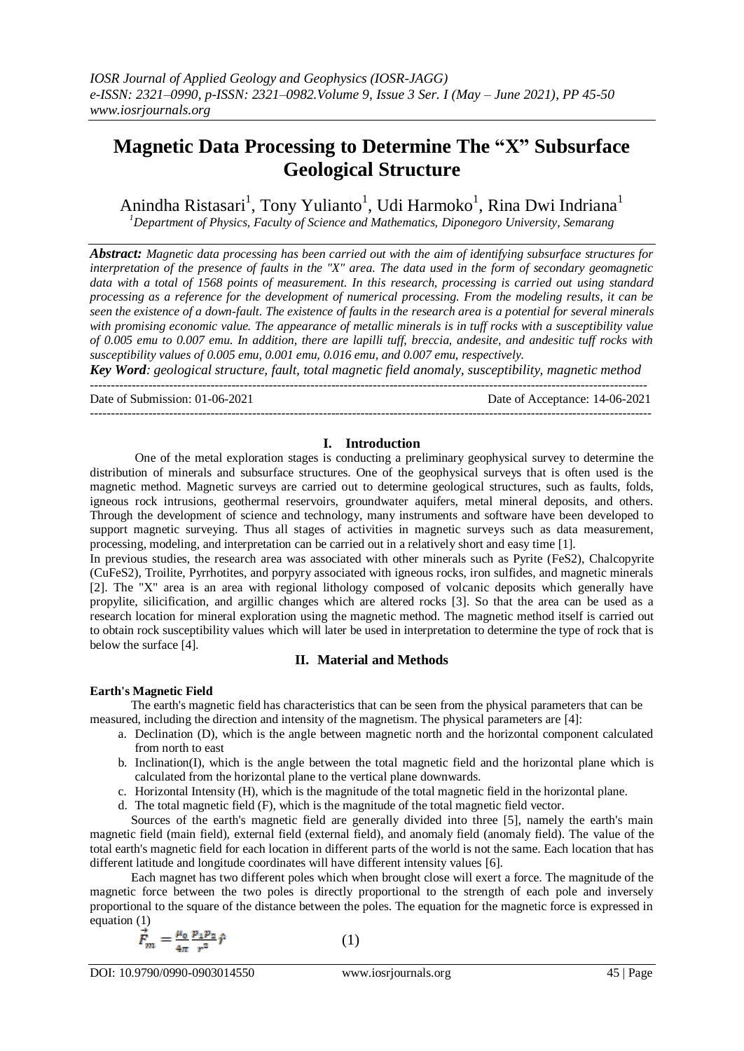# Magnetic Data Processing to Determine The "X" Subsurface Geological Structure

Anindha Ristasari[1], Tony Yulianto[1], Udi Harmoko[1], Rina Dwi Indriana[1]

[1]*Department of Physics, Faculty of Science and Mathematics, Diponegoro University, Semarang*

***Abstract:*** *Magnetic data processing has been carried out with the aim of identifying subsurface structures for interpretation of the presence of faults in the "X" area. The data used in the form of secondary geomagnetic data with a total of 1568 points of measurement. In this research, processing is carried out using standard processing as a reference for the development of numerical processing. From the modeling results, it can be seen the existence of a down-fault. The existence of faults in the research area is a potential for several minerals with promising economic value. The appearance of metallic minerals is in tuff rocks with a susceptibility value of 0.005 emu to 0.007 emu. In addition, there are lapilli tuff, breccia, andesite, and andesitic tuff rocks with susceptibility values of 0.005 emu, 0.001 emu, 0.016 emu, and 0.007 emu, respectively.*

***Key Word****: geological structure, fault, total magnetic field anomaly, susceptibility, magnetic method*

Date of Submission: 01-06-2021 Date of Acceptance: 14-06-2021

## I. Introduction

One of the metal exploration stages is conducting a preliminary geophysical survey to determine the distribution of minerals and subsurface structures. One of the geophysical surveys that is often used is the magnetic method. Magnetic surveys are carried out to determine geological structures, such as faults, folds, igneous rock intrusions, geothermal reservoirs, groundwater aquifers, metal mineral deposits, and others. Through the development of science and technology, many instruments and software have been developed to support magnetic surveying. Thus all stages of activities in magnetic surveys such as data measurement, processing, modeling, and interpretation can be carried out in a relatively short and easy time [1].

In previous studies, the research area was associated with other minerals such as Pyrite ($FeS_2$), Chalcopyrite ($CuFeS_2$), Troilite, Pyrrhotites, and porpyry associated with igneous rocks, iron sulfides, and magnetic minerals [2]. The "X" area is an area with regional lithology composed of volcanic deposits which generally have propylite, silicification, and argillic changes which are altered rocks [3]. So that the area can be used as a research location for mineral exploration using the magnetic method. The magnetic method itself is carried out to obtain rock susceptibility values which will later be used in interpretation to determine the type of rock that is below the surface [4].

## II. Material and Methods

### Earth's Magnetic Field

The earth's magnetic field has characteristics that can be seen from the physical parameters that can be measured, including the direction and intensity of the magnetism. The physical parameters are [4]:

a. Declination (D), which is the angle between magnetic north and the horizontal component calculated from north to east
b. Inclination(I), which is the angle between the total magnetic field and the horizontal plane which is calculated from the horizontal plane to the vertical plane downwards.
c. Horizontal Intensity (H), which is the magnitude of the total magnetic field in the horizontal plane.
d. The total magnetic field (F), which is the magnitude of the total magnetic field vector.

Sources of the earth's magnetic field are generally divided into three [5], namely the earth's main magnetic field (main field), external field (external field), and anomaly field (anomaly field). The value of the total earth's magnetic field for each location in different parts of the world is not the same. Each location that has different latitude and longitude coordinates will have different intensity values [6].

Each magnet has two different poles which when brought close will exert a force. The magnitude of the magnetic force between the two poles is directly proportional to the strength of each pole and inversely proportional to the square of the distance between the poles. The equation for the magnetic force is expressed in equation (1)

$$\vec{F}_m = \frac{\mu_0}{4\pi}\frac{p_1 p_2}{r^2}\hat{r} \qquad (1)$$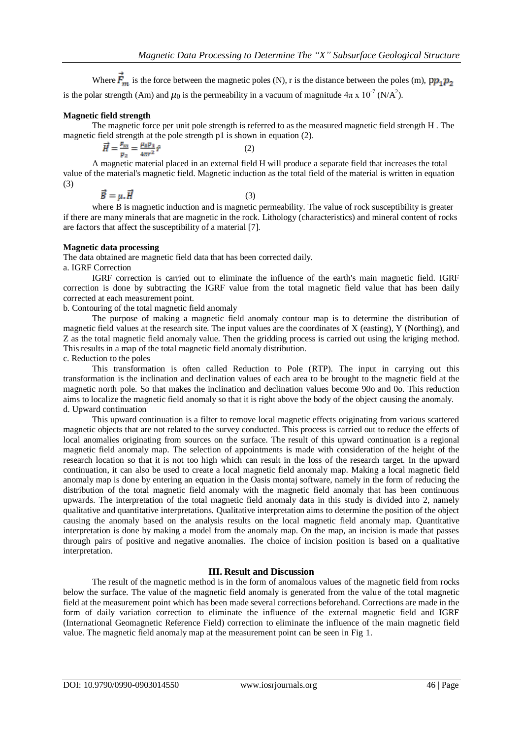Where $\vec{F}_m$ is the force between the magnetic poles (N), r is the distance between the poles (m), $pp_1 p_2$ is the polar strength (Am) and $\mu_0$ is the permeability in a vacuum of magnitude $4\pi \times 10^{-7}$ (N/A$^2$).

**Magnetic field strength**

The magnetic force per unit pole strength is referred to as the measured magnetic field strength H . The magnetic field strength at the pole strength p1 is shown in equation (2).

$$\vec{H} = \frac{F_m}{p_2} = \frac{\mu_0 p_1}{4\pi r^2}\hat{r} \qquad (2)$$

A magnetic material placed in an external field H will produce a separate field that increases the total value of the material's magnetic field. Magnetic induction as the total field of the material is written in equation (3)

$$\vec{B} = \mu . \vec{H} \qquad (3)$$

where B is magnetic induction and is magnetic permeability. The value of rock susceptibility is greater if there are many minerals that are magnetic in the rock. Lithology (characteristics) and mineral content of rocks are factors that affect the susceptibility of a material [7].

**Magnetic data processing**

The data obtained are magnetic field data that has been corrected daily.

a. IGRF Correction

IGRF correction is carried out to eliminate the influence of the earth's main magnetic field. IGRF correction is done by subtracting the IGRF value from the total magnetic field value that has been daily corrected at each measurement point.

b. Contouring of the total magnetic field anomaly

The purpose of making a magnetic field anomaly contour map is to determine the distribution of magnetic field values at the research site. The input values are the coordinates of X (easting), Y (Northing), and Z as the total magnetic field anomaly value. Then the gridding process is carried out using the kriging method. This results in a map of the total magnetic field anomaly distribution.

c. Reduction to the poles

This transformation is often called Reduction to Pole (RTP). The input in carrying out this transformation is the inclination and declination values of each area to be brought to the magnetic field at the magnetic north pole. So that makes the inclination and declination values become 90o and 0o. This reduction aims to localize the magnetic field anomaly so that it is right above the body of the object causing the anomaly.

d. Upward continuation

This upward continuation is a filter to remove local magnetic effects originating from various scattered magnetic objects that are not related to the survey conducted. This process is carried out to reduce the effects of local anomalies originating from sources on the surface. The result of this upward continuation is a regional magnetic field anomaly map. The selection of appointments is made with consideration of the height of the research location so that it is not too high which can result in the loss of the research target. In the upward continuation, it can also be used to create a local magnetic field anomaly map. Making a local magnetic field anomaly map is done by entering an equation in the Oasis montaj software, namely in the form of reducing the distribution of the total magnetic field anomaly with the magnetic field anomaly that has been continuous upwards. The interpretation of the total magnetic field anomaly data in this study is divided into 2, namely qualitative and quantitative interpretations. Qualitative interpretation aims to determine the position of the object causing the anomaly based on the analysis results on the local magnetic field anomaly map. Quantitative interpretation is done by making a model from the anomaly map. On the map, an incision is made that passes through pairs of positive and negative anomalies. The choice of incision position is based on a qualitative interpretation.

## III. Result and Discussion

The result of the magnetic method is in the form of anomalous values of the magnetic field from rocks below the surface. The value of the magnetic field anomaly is generated from the value of the total magnetic field at the measurement point which has been made several corrections beforehand. Corrections are made in the form of daily variation correction to eliminate the influence of the external magnetic field and IGRF (International Geomagnetic Reference Field) correction to eliminate the influence of the main magnetic field value. The magnetic field anomaly map at the measurement point can be seen in Fig 1.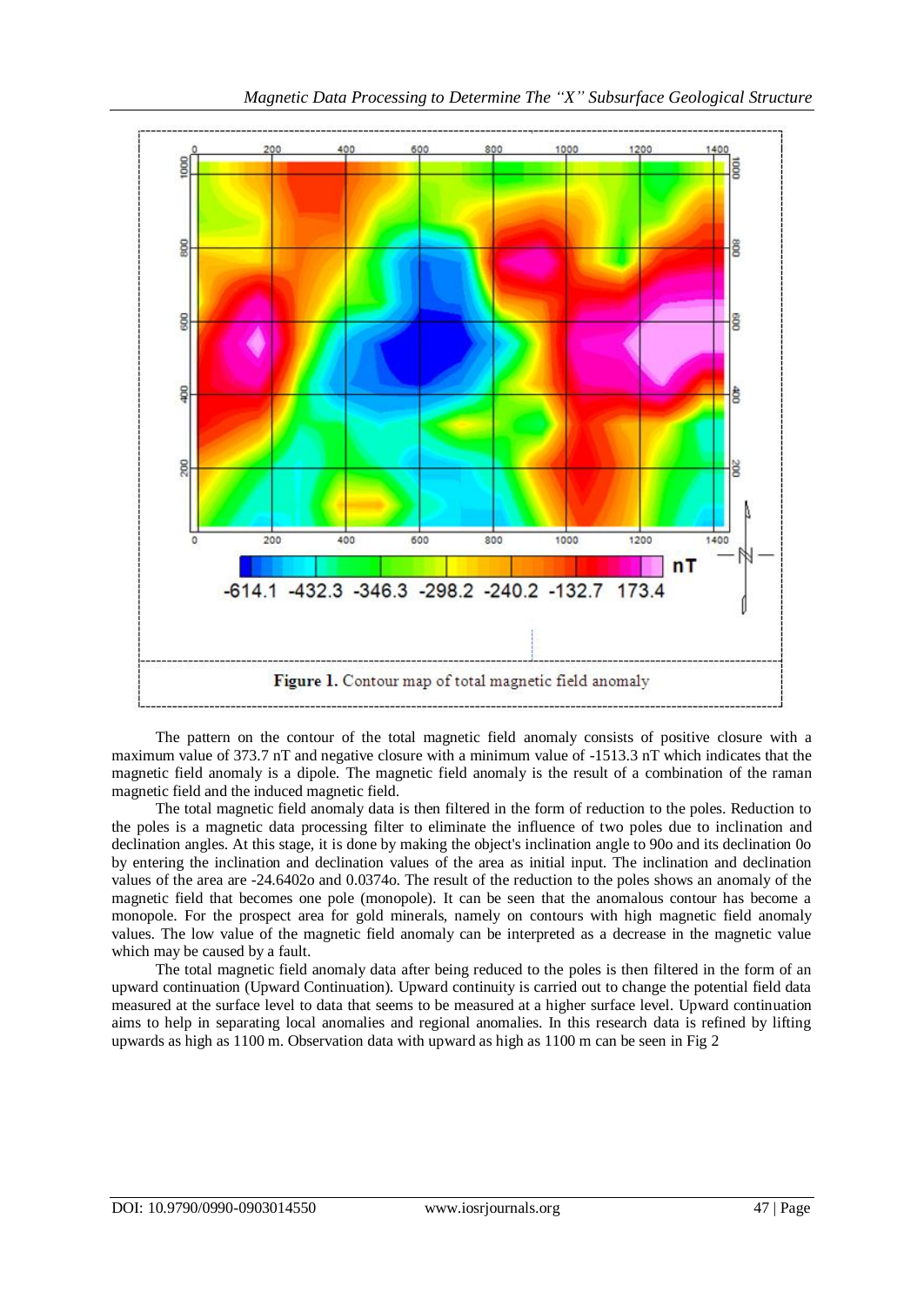0 200 400 600 800 1000 1200 1400

1000 800 600 400 200

-614.1 -432.3 -346.3 -298.2 -240.2 -132.7 173.4

nT

N

**Figure 1.** Contour map of total magnetic field anomaly

The pattern on the contour of the total magnetic field anomaly consists of positive closure with a maximum value of 373.7 nT and negative closure with a minimum value of -1513.3 nT which indicates that the magnetic field anomaly is a dipole. The magnetic field anomaly is the result of a combination of the raman magnetic field and the induced magnetic field.

The total magnetic field anomaly data is then filtered in the form of reduction to the poles. Reduction to the poles is a magnetic data processing filter to eliminate the influence of two poles due to inclination and declination angles. At this stage, it is done by making the object's inclination angle to 90o and its declination 0o by entering the inclination and declination values of the area as initial input. The inclination and declination values of the area are -24.6402o and 0.0374o. The result of the reduction to the poles shows an anomaly of the magnetic field that becomes one pole (monopole). It can be seen that the anomalous contour has become a monopole. For the prospect area for gold minerals, namely on contours with high magnetic field anomaly values. The low value of the magnetic field anomaly can be interpreted as a decrease in the magnetic value which may be caused by a fault.

The total magnetic field anomaly data after being reduced to the poles is then filtered in the form of an upward continuation (Upward Continuation). Upward continuity is carried out to change the potential field data measured at the surface level to data that seems to be measured at a higher surface level. Upward continuation aims to help in separating local anomalies and regional anomalies. In this research data is refined by lifting upwards as high as 1100 m. Observation data with upward as high as 1100 m can be seen in Fig 2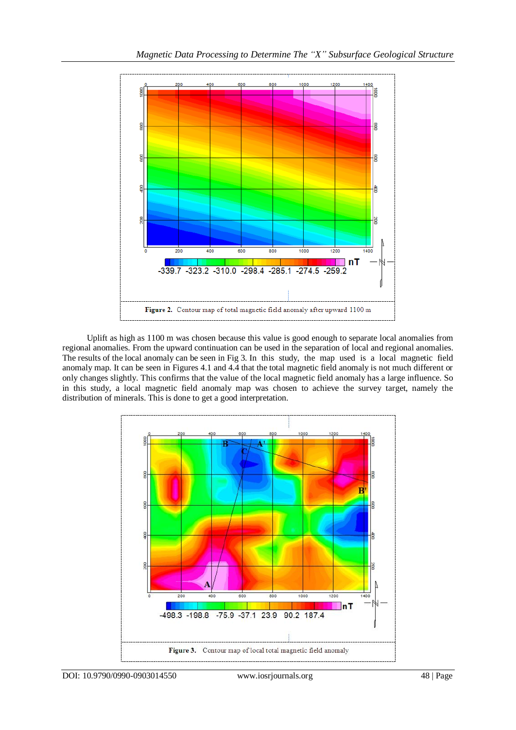0 200 400 600 800 1000 1200 1400

1000 800 600 400 200

0 200 400 600 800 1000 1200 1400

nT

-339.7 -323.2 -310.0 -298.4 -285.1 -274.5 -259.2

**Figure 2.** Contour map of total magnetic field anomaly after upward 1100 m

Uplift as high as 1100 m was chosen because this value is good enough to separate local anomalies from regional anomalies. From the upward continuation can be used in the separation of local and regional anomalies. The results of the local anomaly can be seen in Fig 3. In this study, the map used is a local magnetic field anomaly map. It can be seen in Figures 4.1 and 4.4 that the total magnetic field anomaly is not much different or only changes slightly. This confirms that the value of the local magnetic field anomaly has a large influence. So in this study, a local magnetic field anomaly map was chosen to achieve the survey target, namely the distribution of minerals. This is done to get a good interpretation.

0 200 400 600 800 1000 1200 1400

1000 800 600 400 200

B A' C B' A

0 200 400 600 800 1000 1200 1400

nT

-498.3 -198.8 -75.9 -37.1 23.9 90.2 187.4

**Figure 3.** Contour map of local total magnetic field anomaly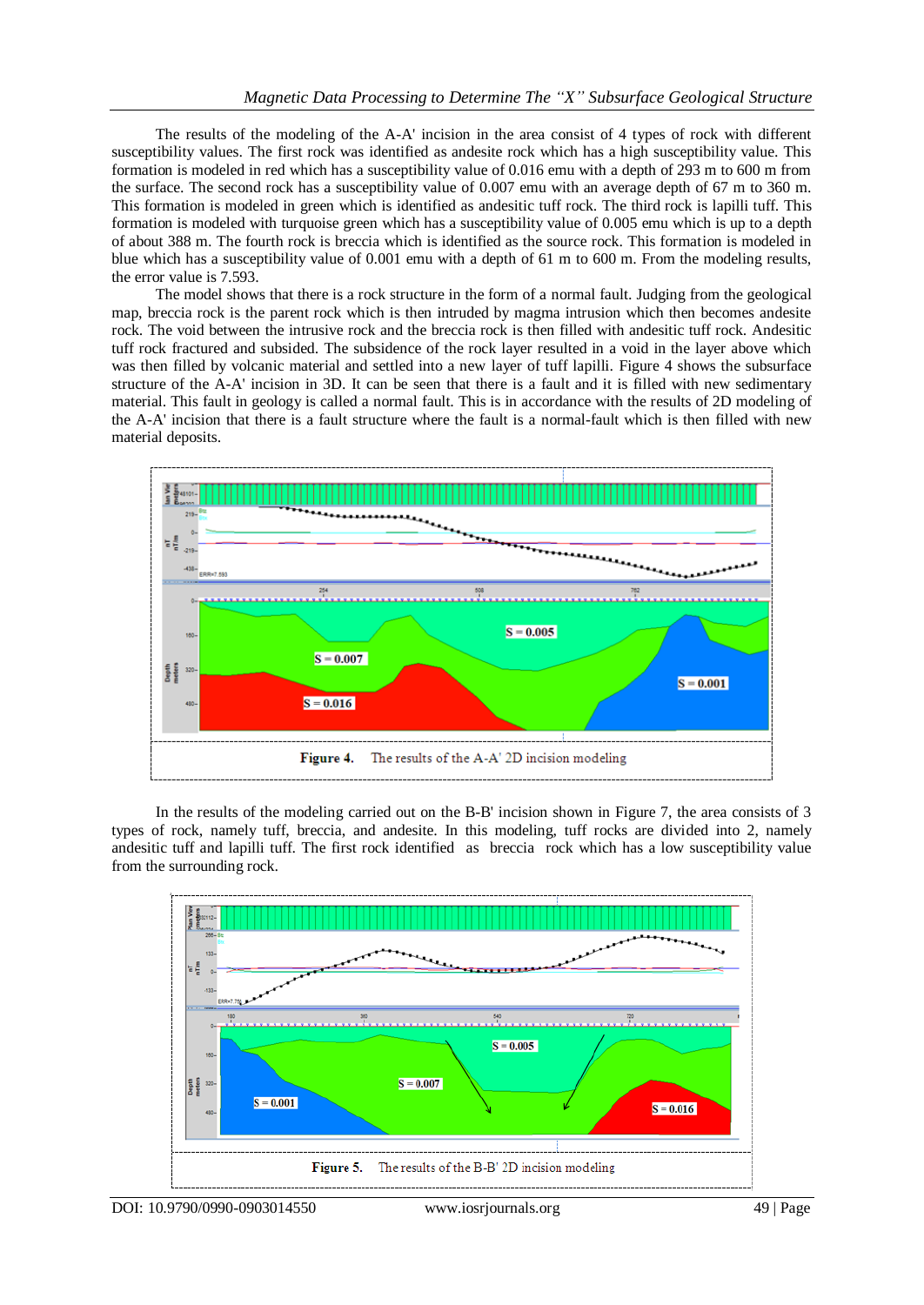The results of the modeling of the A-A' incision in the area consist of 4 types of rock with different susceptibility values. The first rock was identified as andesite rock which has a high susceptibility value. This formation is modeled in red which has a susceptibility value of 0.016 emu with a depth of 293 m to 600 m from the surface. The second rock has a susceptibility value of 0.007 emu with an average depth of 67 m to 360 m. This formation is modeled in green which is identified as andesitic tuff rock. The third rock is lapilli tuff. This formation is modeled with turquoise green which has a susceptibility value of 0.005 emu which is up to a depth of about 388 m. The fourth rock is breccia which is identified as the source rock. This formation is modeled in blue which has a susceptibility value of 0.001 emu with a depth of 61 m to 600 m. From the modeling results, the error value is 7.593.

The model shows that there is a rock structure in the form of a normal fault. Judging from the geological map, breccia rock is the parent rock which is then intruded by magma intrusion which then becomes andesite rock. The void between the intrusive rock and the breccia rock is then filled with andesitic tuff rock. Andesitic tuff rock fractured and subsided. The subsidence of the rock layer resulted in a void in the layer above which was then filled by volcanic material and settled into a new layer of tuff lapilli. Figure 4 shows the subsurface structure of the A-A' incision in 3D. It can be seen that there is a fault and it is filled with new sedimentary material. This fault in geology is called a normal fault. This is in accordance with the results of 2D modeling of the A-A' incision that there is a fault structure where the fault is a normal-fault which is then filled with new material deposits.

S = 0.005
S = 0.007
S = 0.016
S = 0.001

**Figure 4.** The results of the A-A' 2D incision modeling

In the results of the modeling carried out on the B-B' incision shown in Figure 7, the area consists of 3 types of rock, namely tuff, breccia, and andesite. In this modeling, tuff rocks are divided into 2, namely andesitic tuff and lapilli tuff. The first rock identified as breccia rock which has a low susceptibility value from the surrounding rock.

S = 0.005
S = 0.007
S = 0.001
S = 0.016

**Figure 5.** The results of the B-B' 2D incision modeling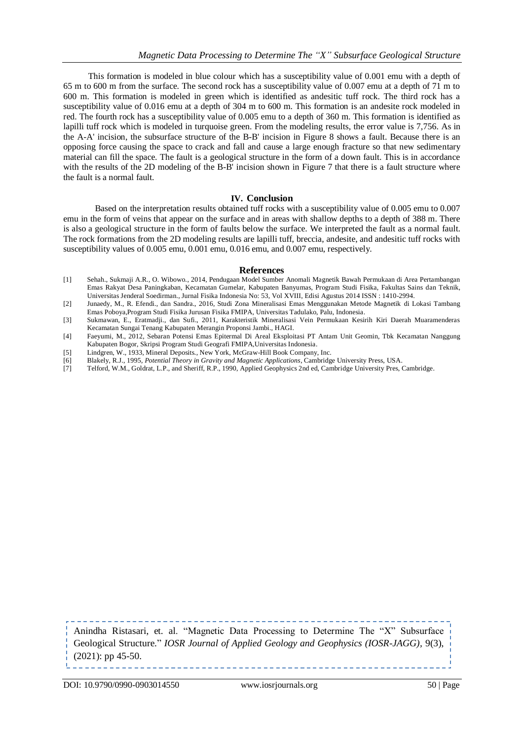This formation is modeled in blue colour which has a susceptibility value of 0.001 emu with a depth of 65 m to 600 m from the surface. The second rock has a susceptibility value of 0.007 emu at a depth of 71 m to 600 m. This formation is modeled in green which is identified as andesitic tuff rock. The third rock has a susceptibility value of 0.016 emu at a depth of 304 m to 600 m. This formation is an andesite rock modeled in red. The fourth rock has a susceptibility value of 0.005 emu to a depth of 360 m. This formation is identified as lapilli tuff rock which is modeled in turquoise green. From the modeling results, the error value is 7,756. As in the A-A' incision, the subsurface structure of the B-B' incision in Figure 8 shows a fault. Because there is an opposing force causing the space to crack and fall and cause a large enough fracture so that new sedimentary material can fill the space. The fault is a geological structure in the form of a down fault. This is in accordance with the results of the 2D modeling of the B-B' incision shown in Figure 7 that there is a fault structure where the fault is a normal fault.

## IV. Conclusion

Based on the interpretation results obtained tuff rocks with a susceptibility value of 0.005 emu to 0.007 emu in the form of veins that appear on the surface and in areas with shallow depths to a depth of 388 m. There is also a geological structure in the form of faults below the surface. We interpreted the fault as a normal fault. The rock formations from the 2D modeling results are lapilli tuff, breccia, andesite, and andesitic tuff rocks with susceptibility values of 0.005 emu, 0.001 emu, 0.016 emu, and 0.007 emu, respectively.

## References

[1] Sehah., Sukmaji A.R., O. Wibowo., 2014, Pendugaan Model Sumber Anomali Magnetik Bawah Permukaan di Area Pertambangan Emas Rakyat Desa Paningkaban, Kecamatan Gumelar, Kabupaten Banyumas, Program Studi Fisika, Fakultas Sains dan Teknik, Universitas Jenderal Soedirman., Jurnal Fisika Indonesia No: 53, Vol XVIII, Edisi Agustus 2014 ISSN : 1410-2994.

[2] Junaedy, M., R. Efendi., dan Sandra., 2016, Studi Zona Mineralisasi Emas Menggunakan Metode Magnetik di Lokasi Tambang Emas Poboya,Program Studi Fisika Jurusan Fisika FMIPA, Universitas Tadulako, Palu, Indonesia.

[3] Sukmawan, E., Eratmadji., dan Sufi., 2011, Karakteristik Mineralisasi Vein Permukaan Kesirih Kiri Daerah Muaramenderas Kecamatan Sungai Tenang Kabupaten Merangin Proponsi Jambi., HAGI.

[4] Faeyumi, M., 2012, Sebaran Potensi Emas Epitermal Di Areal Eksploitasi PT Antam Unit Geomin, Tbk Kecamatan Nanggung Kabupaten Bogor, Skripsi Program Studi Geografi FMIPA,Universitas Indonesia.

[5] Lindgren, W., 1933, Mineral Deposits., New York, McGraw-Hill Book Company, Inc.

[6] Blakely, R.J., 1995, *Potential Theory in Gravity and Magnetic Applications*, Cambridge University Press, USA.

[7] Telford, W.M., Goldrat, L.P., and Sheriff, R.P., 1990, Applied Geophysics 2nd ed, Cambridge University Pres, Cambridge.

Anindha Ristasari, et. al. "Magnetic Data Processing to Determine The "X" Subsurface Geological Structure." *IOSR Journal of Applied Geology and Geophysics (IOSR-JAGG)*, 9(3), (2021): pp 45-50.